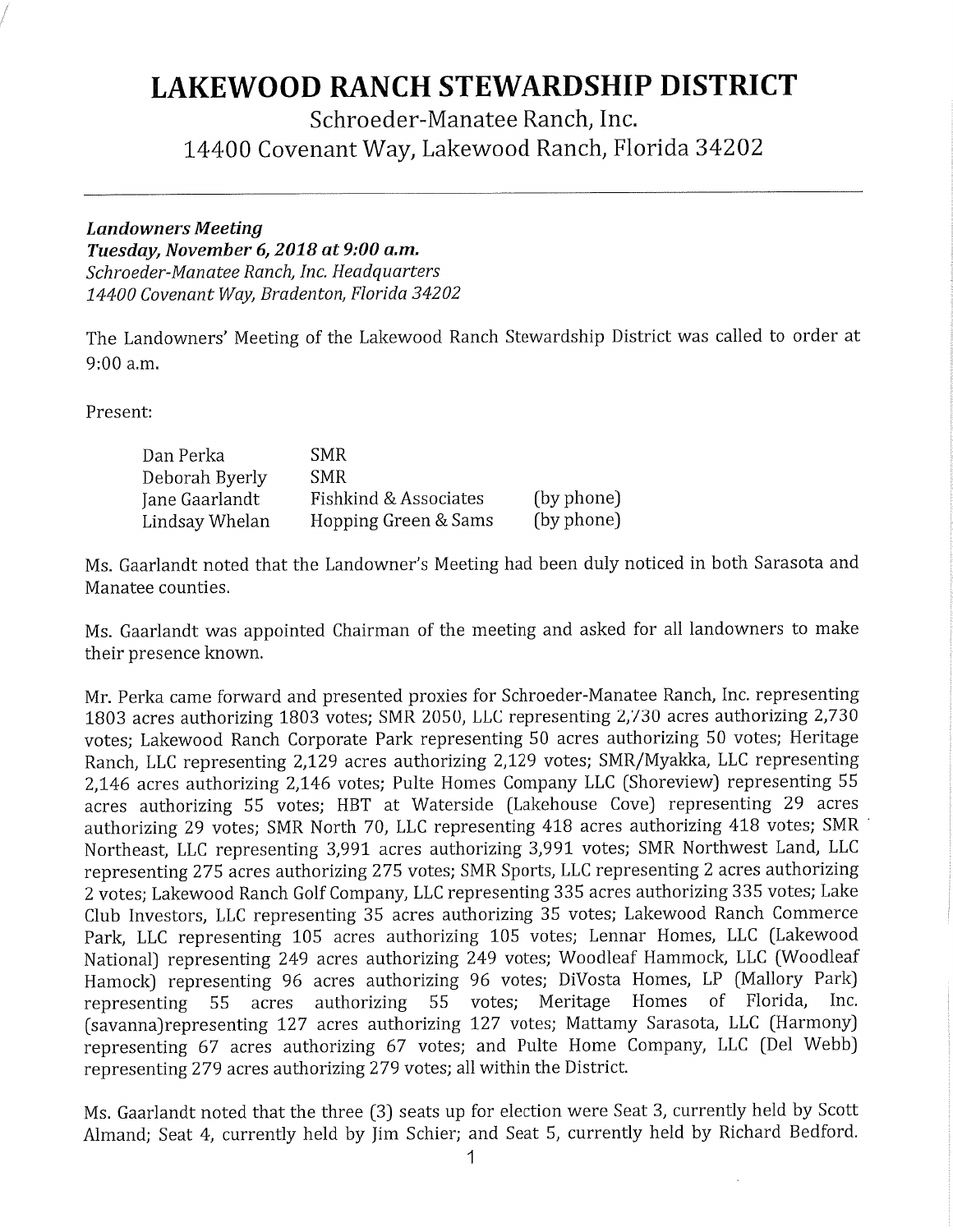# LAKEWOOD RANCH STEWARDSHIP DISTRICT

Schroeder-Manatee Ranch, Inc.
14400 Covenant Way, Lakewood Ranch, Florida 34202

***Landowners Meeting***
***Tuesday, November 6, 2018 at 9:00 a.m.***
*Schroeder-Manatee Ranch, Inc. Headquarters*
*14400 Covenant Way, Bradenton, Florida 34202*

The Landowners' Meeting of the Lakewood Ranch Stewardship District was called to order at 9:00 a.m.

Present:

| | | |
|---|---|---|
| Dan Perka | SMR | |
| Deborah Byerly | SMR | |
| Jane Gaarlandt | Fishkind & Associates | (by phone) |
| Lindsay Whelan | Hopping Green & Sams | (by phone) |

Ms. Gaarlandt noted that the Landowner's Meeting had been duly noticed in both Sarasota and Manatee counties.

Ms. Gaarlandt was appointed Chairman of the meeting and asked for all landowners to make their presence known.

Mr. Perka came forward and presented proxies for Schroeder-Manatee Ranch, Inc. representing 1803 acres authorizing 1803 votes; SMR 2050, LLC representing 2,730 acres authorizing 2,730 votes; Lakewood Ranch Corporate Park representing 50 acres authorizing 50 votes; Heritage Ranch, LLC representing 2,129 acres authorizing 2,129 votes; SMR/Myakka, LLC representing 2,146 acres authorizing 2,146 votes; Pulte Homes Company LLC (Shoreview) representing 55 acres authorizing 55 votes; HBT at Waterside (Lakehouse Cove) representing 29 acres authorizing 29 votes; SMR North 70, LLC representing 418 acres authorizing 418 votes; SMR Northeast, LLC representing 3,991 acres authorizing 3,991 votes; SMR Northwest Land, LLC representing 275 acres authorizing 275 votes; SMR Sports, LLC representing 2 acres authorizing 2 votes; Lakewood Ranch Golf Company, LLC representing 335 acres authorizing 335 votes; Lake Club Investors, LLC representing 35 acres authorizing 35 votes; Lakewood Ranch Commerce Park, LLC representing 105 acres authorizing 105 votes; Lennar Homes, LLC (Lakewood National) representing 249 acres authorizing 249 votes; Woodleaf Hammock, LLC (Woodleaf Hamock) representing 96 acres authorizing 96 votes; DiVosta Homes, LP (Mallory Park) representing 55 acres authorizing 55 votes; Meritage Homes of Florida, Inc. (savanna)representing 127 acres authorizing 127 votes; Mattamy Sarasota, LLC (Harmony) representing 67 acres authorizing 67 votes; and Pulte Home Company, LLC (Del Webb) representing 279 acres authorizing 279 votes; all within the District.

Ms. Gaarlandt noted that the three (3) seats up for election were Seat 3, currently held by Scott Almand; Seat 4, currently held by Jim Schier; and Seat 5, currently held by Richard Bedford.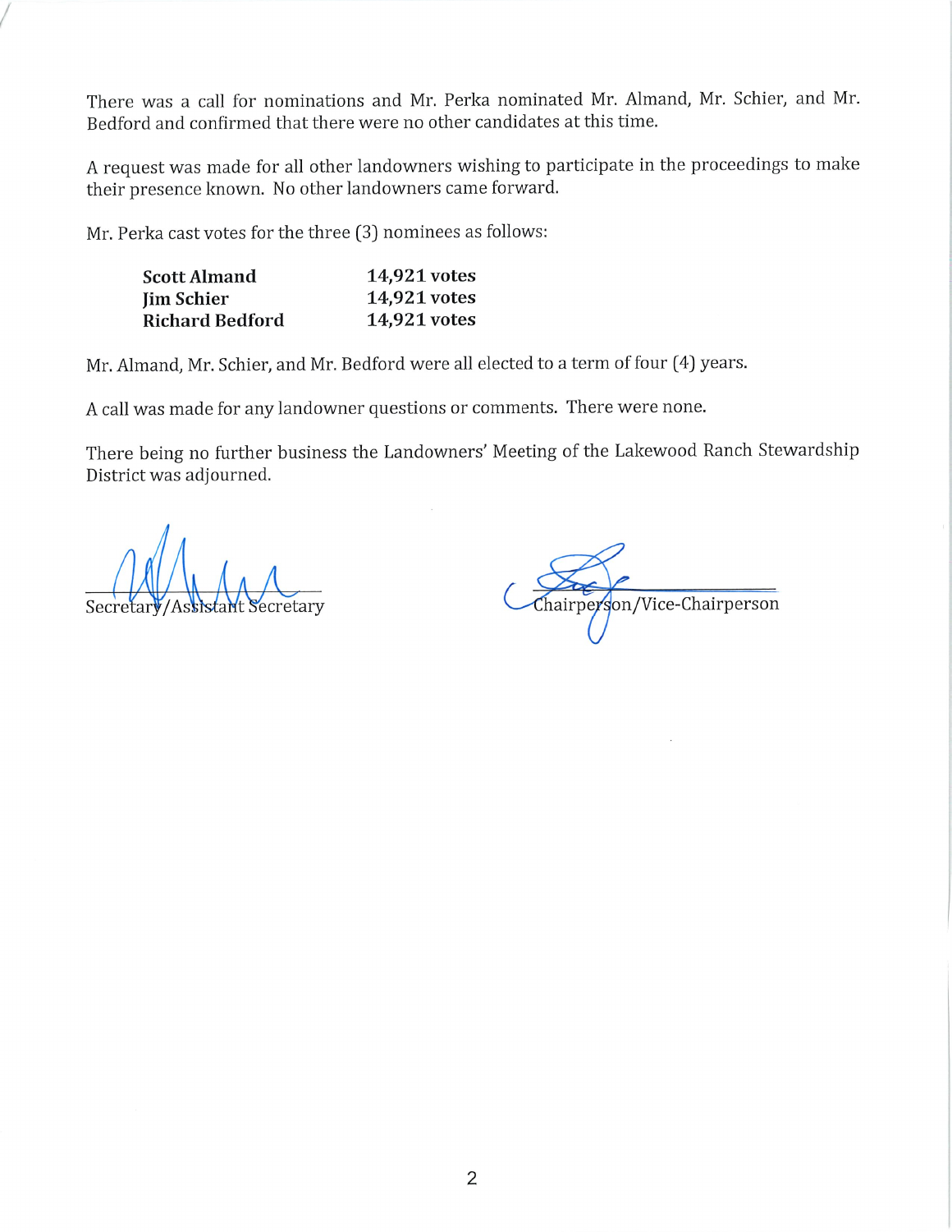There was a call for nominations and Mr. Perka nominated Mr. Almand, Mr. Schier, and Mr. Bedford and confirmed that there were no other candidates at this time.

A request was made for all other landowners wishing to participate in the proceedings to make their presence known. No other landowners came forward.

Mr. Perka cast votes for the three (3) nominees as follows:

| | |
|---|---|
| **Scott Almand** | **14,921 votes** |
| **Jim Schier** | **14,921 votes** |
| **Richard Bedford** | **14,921 votes** |

Mr. Almand, Mr. Schier, and Mr. Bedford were all elected to a term of four (4) years.

A call was made for any landowner questions or comments. There were none.

There being no further business the Landowners' Meeting of the Lakewood Ranch Stewardship District was adjourned.

Secretary/Assistant Secretary

Chairperson/Vice-Chairperson